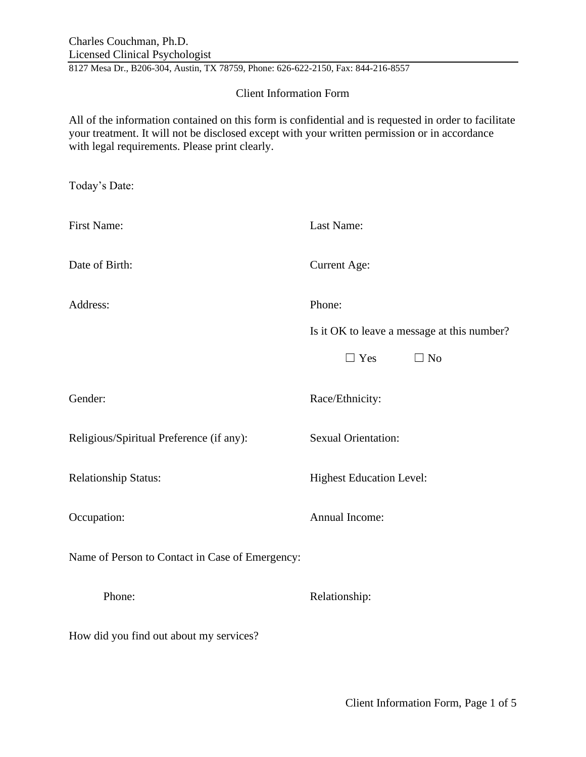Charles Couchman, Ph.D.
Licensed Clinical Psychologist

8127 Mesa Dr., B206-304, Austin, TX 78759, Phone: 626-622-2150, Fax: 844-216-8557

## Client Information Form

All of the information contained on this form is confidential and is requested in order to facilitate your treatment. It will not be disclosed except with your written permission or in accordance with legal requirements. Please print clearly.

Today's Date:

First Name:

Last Name:

Date of Birth:

Current Age:

Address:

Phone:

Is it OK to leave a message at this number?

☐ Yes ☐ No

Gender:

Race/Ethnicity:

Religious/Spiritual Preference (if any):

Sexual Orientation:

Relationship Status:

Highest Education Level:

Occupation:

Annual Income:

Name of Person to Contact in Case of Emergency:

Phone:

Relationship:

How did you find out about my services?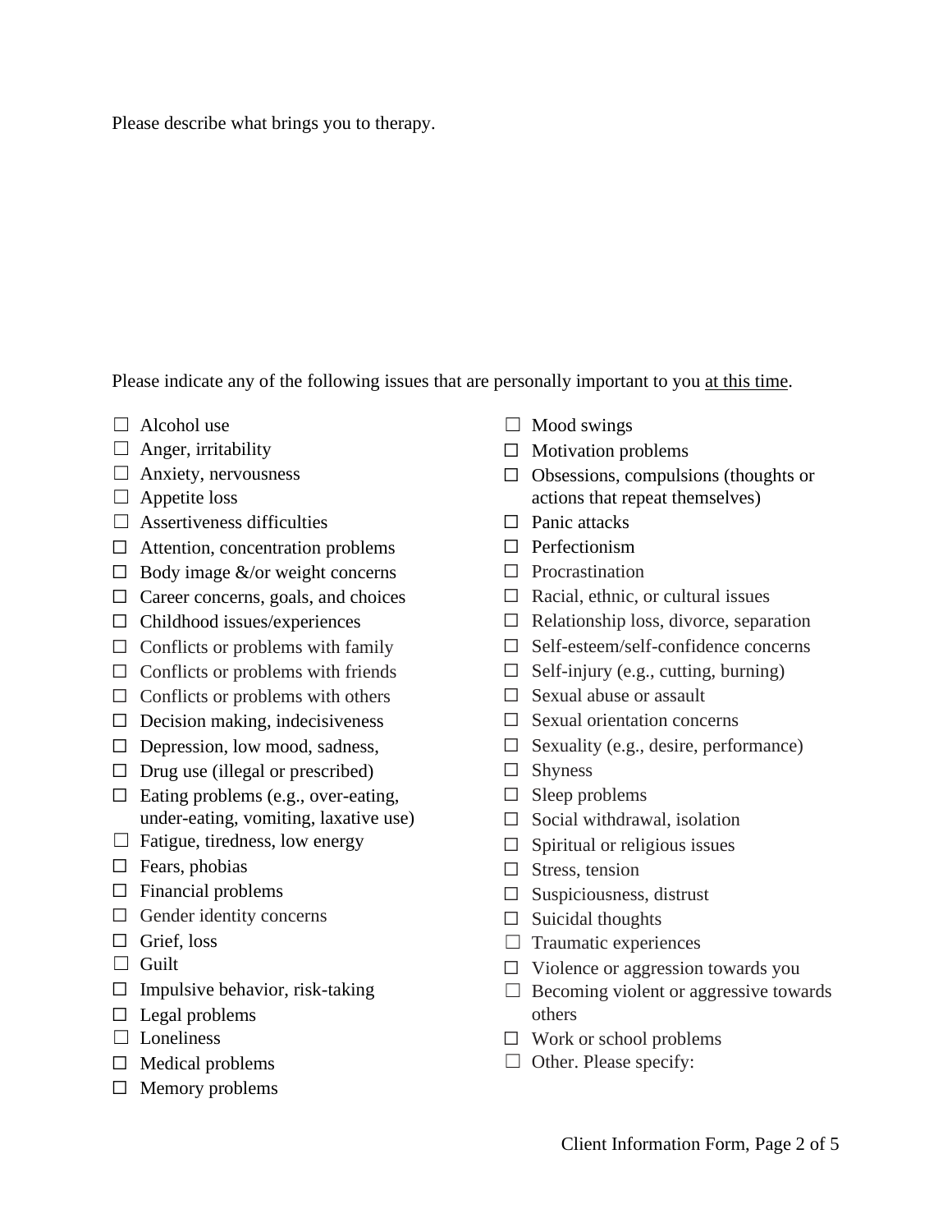Please describe what brings you to therapy.

Please indicate any of the following issues that are personally important to you <u>at this time</u>.

- ☐ Alcohol use
- ☐ Anger, irritability
- ☐ Anxiety, nervousness
- ☐ Appetite loss
- ☐ Assertiveness difficulties
- ☐ Attention, concentration problems
- ☐ Body image &/or weight concerns
- ☐ Career concerns, goals, and choices
- ☐ Childhood issues/experiences
- ☐ Conflicts or problems with family
- ☐ Conflicts or problems with friends
- ☐ Conflicts or problems with others
- ☐ Decision making, indecisiveness
- ☐ Depression, low mood, sadness,
- ☐ Drug use (illegal or prescribed)
- ☐ Eating problems (e.g., over-eating, under-eating, vomiting, laxative use)
- ☐ Fatigue, tiredness, low energy
- ☐ Fears, phobias
- ☐ Financial problems
- ☐ Gender identity concerns
- ☐ Grief, loss
- ☐ Guilt
- ☐ Impulsive behavior, risk-taking
- ☐ Legal problems
- ☐ Loneliness
- ☐ Medical problems
- ☐ Memory problems
- ☐ Mood swings
- ☐ Motivation problems
- ☐ Obsessions, compulsions (thoughts or actions that repeat themselves)
- ☐ Panic attacks
- ☐ Perfectionism
- ☐ Procrastination
- ☐ Racial, ethnic, or cultural issues
- ☐ Relationship loss, divorce, separation
- ☐ Self-esteem/self-confidence concerns
- ☐ Self-injury (e.g., cutting, burning)
- ☐ Sexual abuse or assault
- ☐ Sexual orientation concerns
- ☐ Sexuality (e.g., desire, performance)
- ☐ Shyness
- ☐ Sleep problems
- ☐ Social withdrawal, isolation
- ☐ Spiritual or religious issues
- ☐ Stress, tension
- ☐ Suspiciousness, distrust
- ☐ Suicidal thoughts
- ☐ Traumatic experiences
- ☐ Violence or aggression towards you
- ☐ Becoming violent or aggressive towards others
- ☐ Work or school problems
- ☐ Other. Please specify: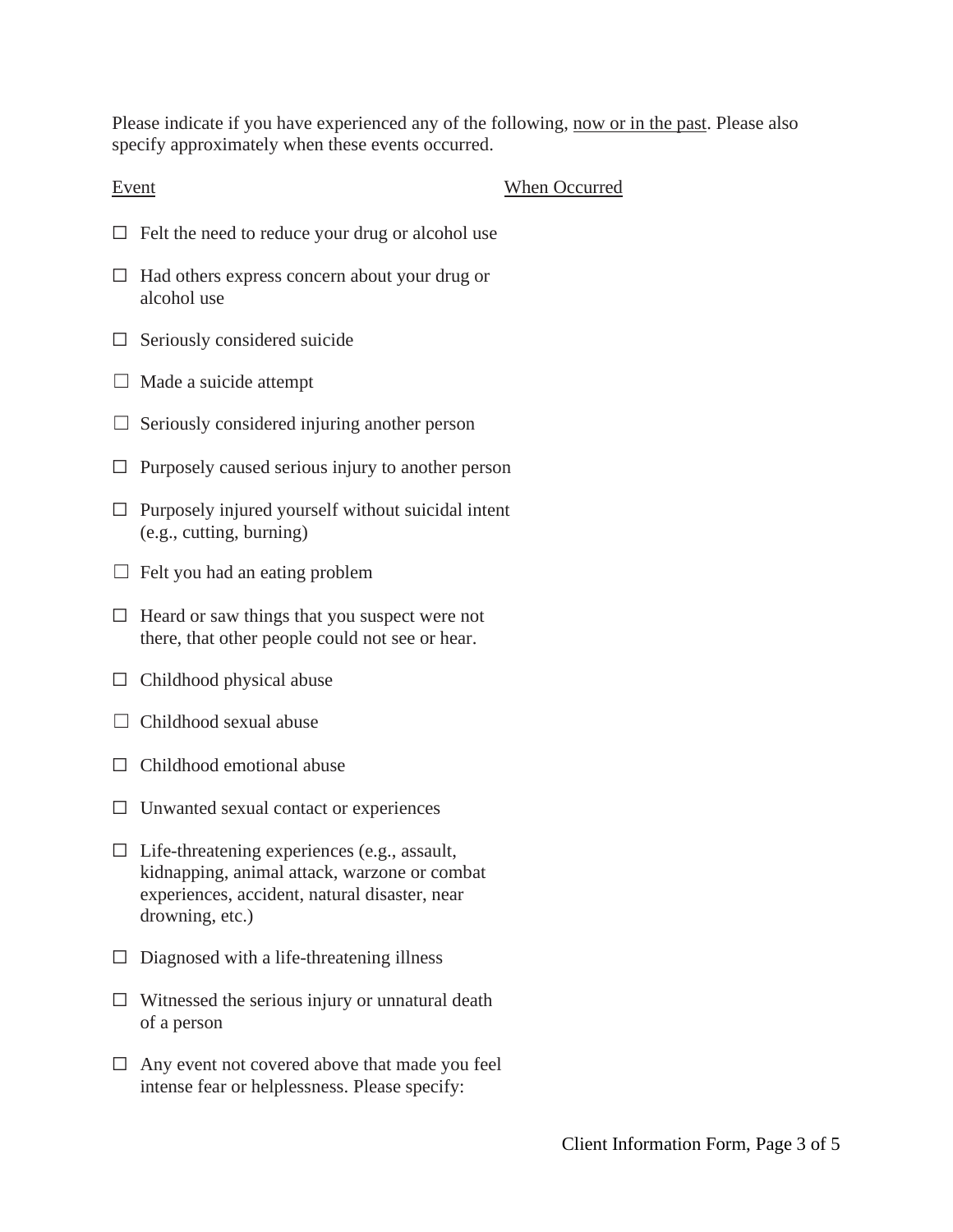Please indicate if you have experienced any of the following, <u>now or in the past</u>. Please also specify approximately when these events occurred.

| Event | When Occurred |
| --- | --- |
| ☐ Felt the need to reduce your drug or alcohol use | |
| ☐ Had others express concern about your drug or alcohol use | |
| ☐ Seriously considered suicide | |
| ☐ Made a suicide attempt | |
| ☐ Seriously considered injuring another person | |
| ☐ Purposely caused serious injury to another person | |
| ☐ Purposely injured yourself without suicidal intent (e.g., cutting, burning) | |
| ☐ Felt you had an eating problem | |
| ☐ Heard or saw things that you suspect were not there, that other people could not see or hear. | |
| ☐ Childhood physical abuse | |
| ☐ Childhood sexual abuse | |
| ☐ Childhood emotional abuse | |
| ☐ Unwanted sexual contact or experiences | |
| ☐ Life-threatening experiences (e.g., assault, kidnapping, animal attack, warzone or combat experiences, accident, natural disaster, near drowning, etc.) | |
| ☐ Diagnosed with a life-threatening illness | |
| ☐ Witnessed the serious injury or unnatural death of a person | |
| ☐ Any event not covered above that made you feel intense fear or helplessness. Please specify: | |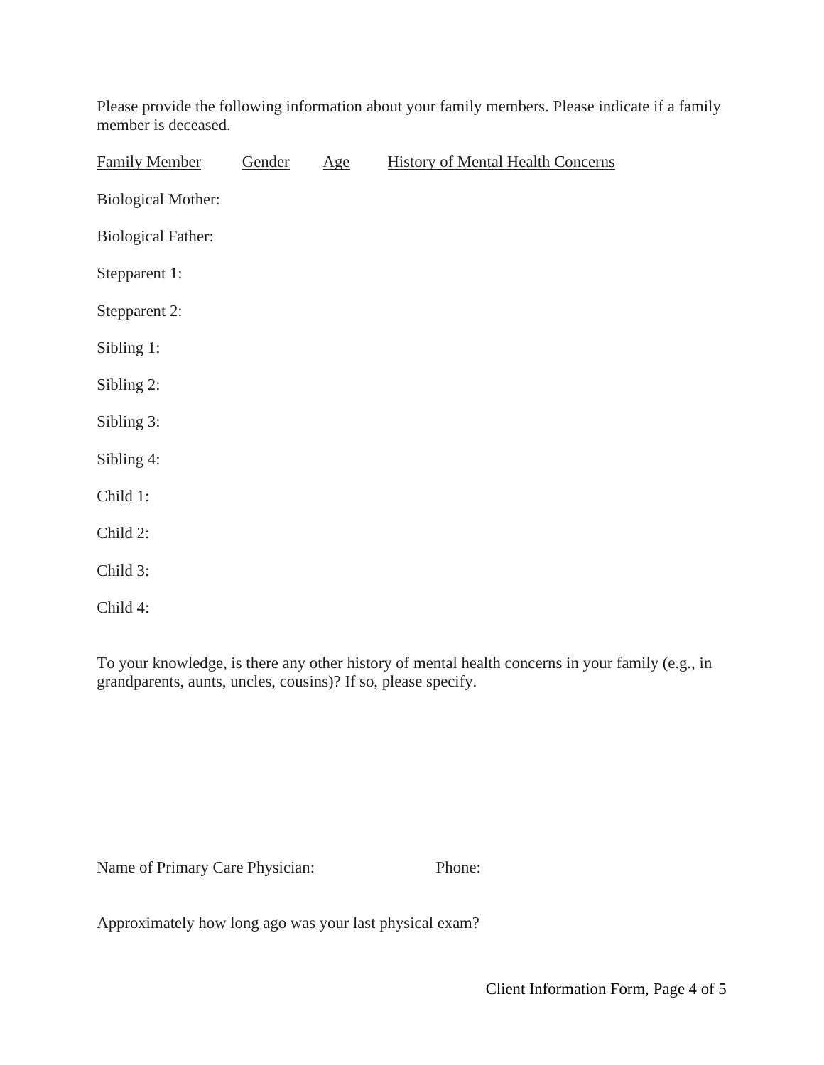Please provide the following information about your family members. Please indicate if a family member is deceased.

| Family Member | Gender | Age | History of Mental Health Concerns |
| --- | --- | --- | --- |
| Biological Mother: | | | |
| Biological Father: | | | |
| Stepparent 1: | | | |
| Stepparent 2: | | | |
| Sibling 1: | | | |
| Sibling 2: | | | |
| Sibling 3: | | | |
| Sibling 4: | | | |
| Child 1: | | | |
| Child 2: | | | |
| Child 3: | | | |
| Child 4: | | | |

To your knowledge, is there any other history of mental health concerns in your family (e.g., in grandparents, aunts, uncles, cousins)? If so, please specify.

Name of Primary Care Physician: Phone:

Approximately how long ago was your last physical exam?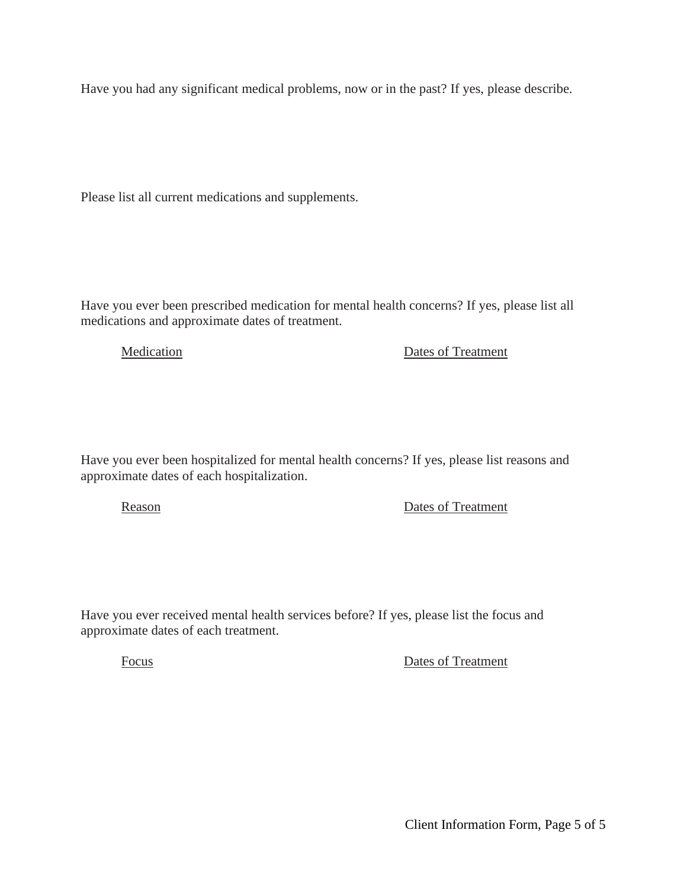Have you had any significant medical problems, now or in the past? If yes, please describe.

Please list all current medications and supplements.

Have you ever been prescribed medication for mental health concerns? If yes, please list all medications and approximate dates of treatment.

| Medication | Dates of Treatment |
| --- | --- |

Have you ever been hospitalized for mental health concerns? If yes, please list reasons and approximate dates of each hospitalization.

| Reason | Dates of Treatment |
| --- | --- |

Have you ever received mental health services before? If yes, please list the focus and approximate dates of each treatment.

| Focus | Dates of Treatment |
| --- | --- |